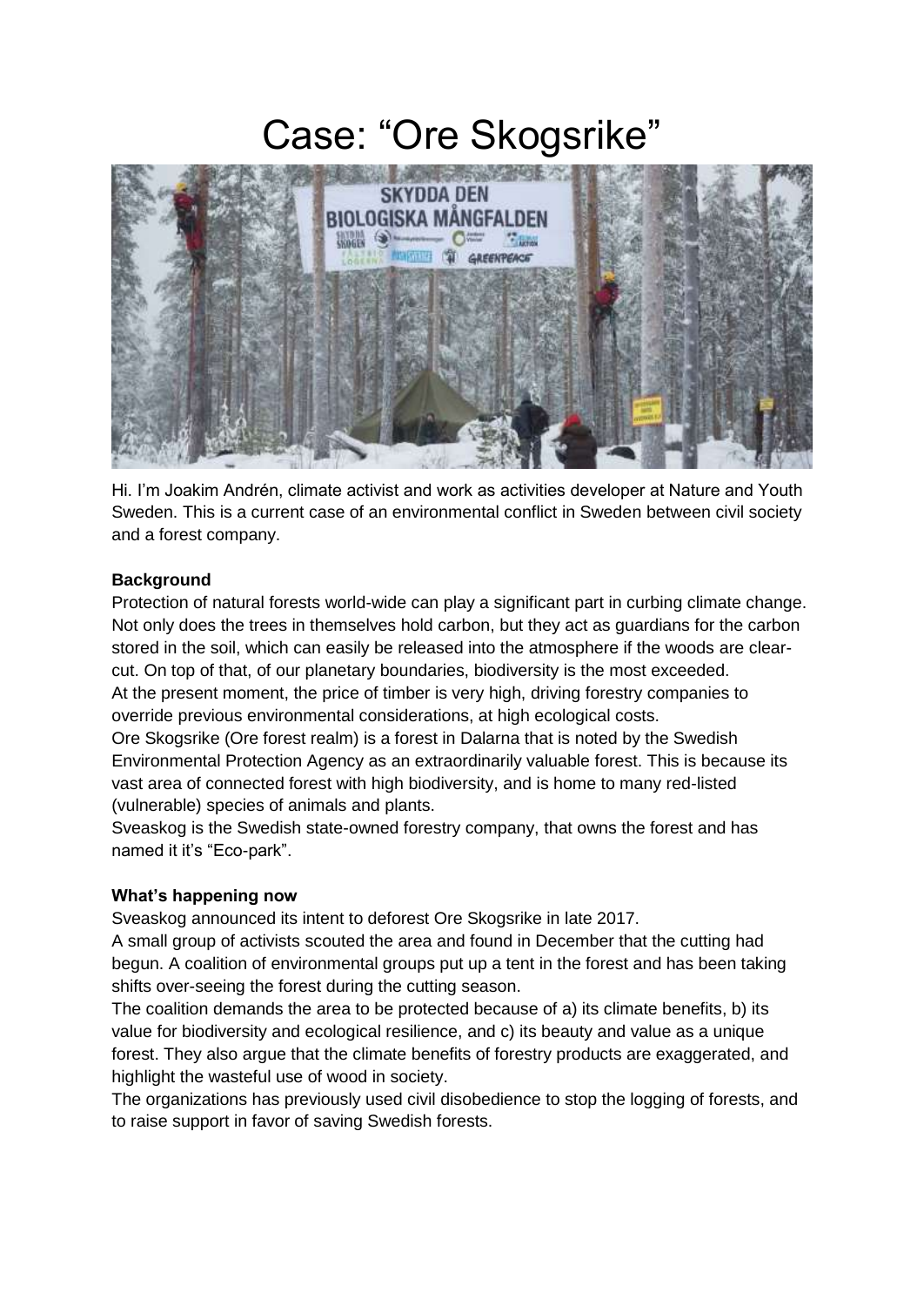# Case: “Ore Skogsrike”

Hi. I’m Joakim Andrén, climate activist and work as activities developer at Nature and Youth Sweden. This is a current case of an environmental conflict in Sweden between civil society and a forest company.

**Background**

Protection of natural forests world-wide can play a significant part in curbing climate change. Not only does the trees in themselves hold carbon, but they act as guardians for the carbon stored in the soil, which can easily be released into the atmosphere if the woods are clear-cut. On top of that, of our planetary boundaries, biodiversity is the most exceeded.

At the present moment, the price of timber is very high, driving forestry companies to override previous environmental considerations, at high ecological costs.

Ore Skogsrike (Ore forest realm) is a forest in Dalarna that is noted by the Swedish Environmental Protection Agency as an extraordinarily valuable forest. This is because its vast area of connected forest with high biodiversity, and is home to many red-listed (vulnerable) species of animals and plants.

Sveaskog is the Swedish state-owned forestry company, that owns the forest and has named it it’s “Eco-park”.

**What’s happening now**

Sveaskog announced its intent to deforest Ore Skogsrike in late 2017.

A small group of activists scouted the area and found in December that the cutting had begun. A coalition of environmental groups put up a tent in the forest and has been taking shifts over-seeing the forest during the cutting season.

The coalition demands the area to be protected because of a) its climate benefits, b) its value for biodiversity and ecological resilience, and c) its beauty and value as a unique forest. They also argue that the climate benefits of forestry products are exaggerated, and highlight the wasteful use of wood in society.

The organizations has previously used civil disobedience to stop the logging of forests, and to raise support in favor of saving Swedish forests.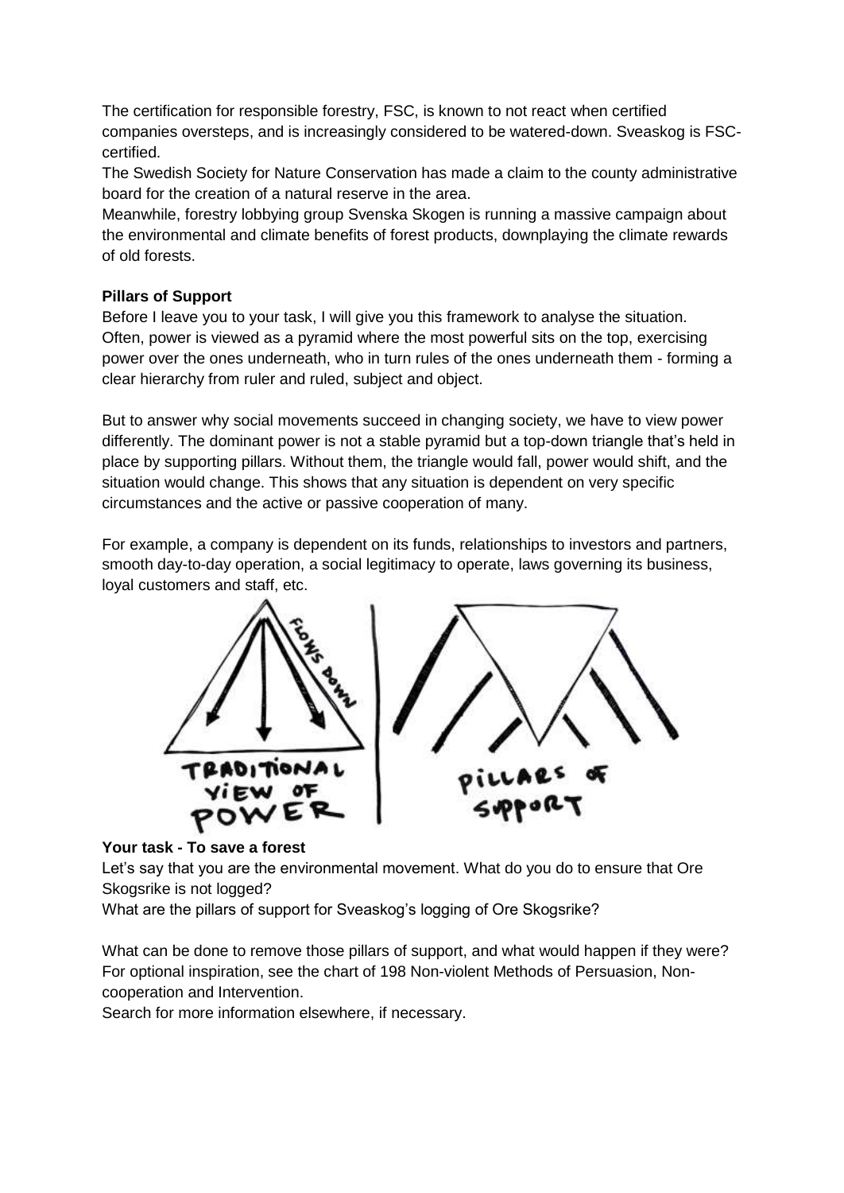The certification for responsible forestry, FSC, is known to not react when certified companies oversteps, and is increasingly considered to be watered-down. Sveaskog is FSC-certified.

The Swedish Society for Nature Conservation has made a claim to the county administrative board for the creation of a natural reserve in the area.

Meanwhile, forestry lobbying group Svenska Skogen is running a massive campaign about the environmental and climate benefits of forest products, downplaying the climate rewards of old forests.

**Pillars of Support**

Before I leave you to your task, I will give you this framework to analyse the situation. Often, power is viewed as a pyramid where the most powerful sits on the top, exercising power over the ones underneath, who in turn rules of the ones underneath them - forming a clear hierarchy from ruler and ruled, subject and object.

But to answer why social movements succeed in changing society, we have to view power differently. The dominant power is not a stable pyramid but a top-down triangle that's held in place by supporting pillars. Without them, the triangle would fall, power would shift, and the situation would change. This shows that any situation is dependent on very specific circumstances and the active or passive cooperation of many.

For example, a company is dependent on its funds, relationships to investors and partners, smooth day-to-day operation, a social legitimacy to operate, laws governing its business, loyal customers and staff, etc.

FLOWS DOWN

TRADITIONAL VIEW OF POWER

PILLARS OF SUPPORT

**Your task - To save a forest**

Let's say that you are the environmental movement. What do you do to ensure that Ore Skogsrike is not logged?

What are the pillars of support for Sveaskog's logging of Ore Skogsrike?

What can be done to remove those pillars of support, and what would happen if they were? For optional inspiration, see the chart of 198 Non-violent Methods of Persuasion, Non-cooperation and Intervention.

Search for more information elsewhere, if necessary.